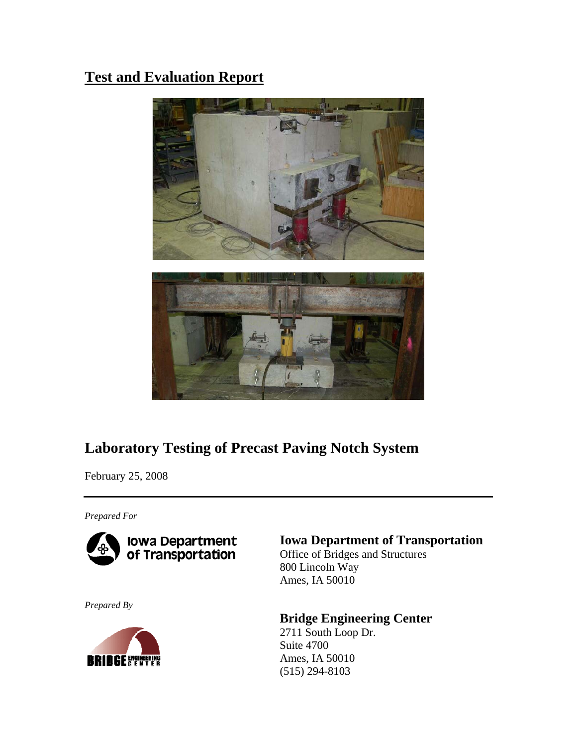# Test and Evaluation Report

## Laboratory Testing of Precast Paving Notch System

February 25, 2008

---

*Prepared For*

Iowa Department of Transportation

**Iowa Department of Transportation**
Office of Bridges and Structures
800 Lincoln Way
Ames, IA 50010

*Prepared By*

**Bridge Engineering Center**
2711 South Loop Dr.
Suite 4700
Ames, IA 50010
(515) 294-8103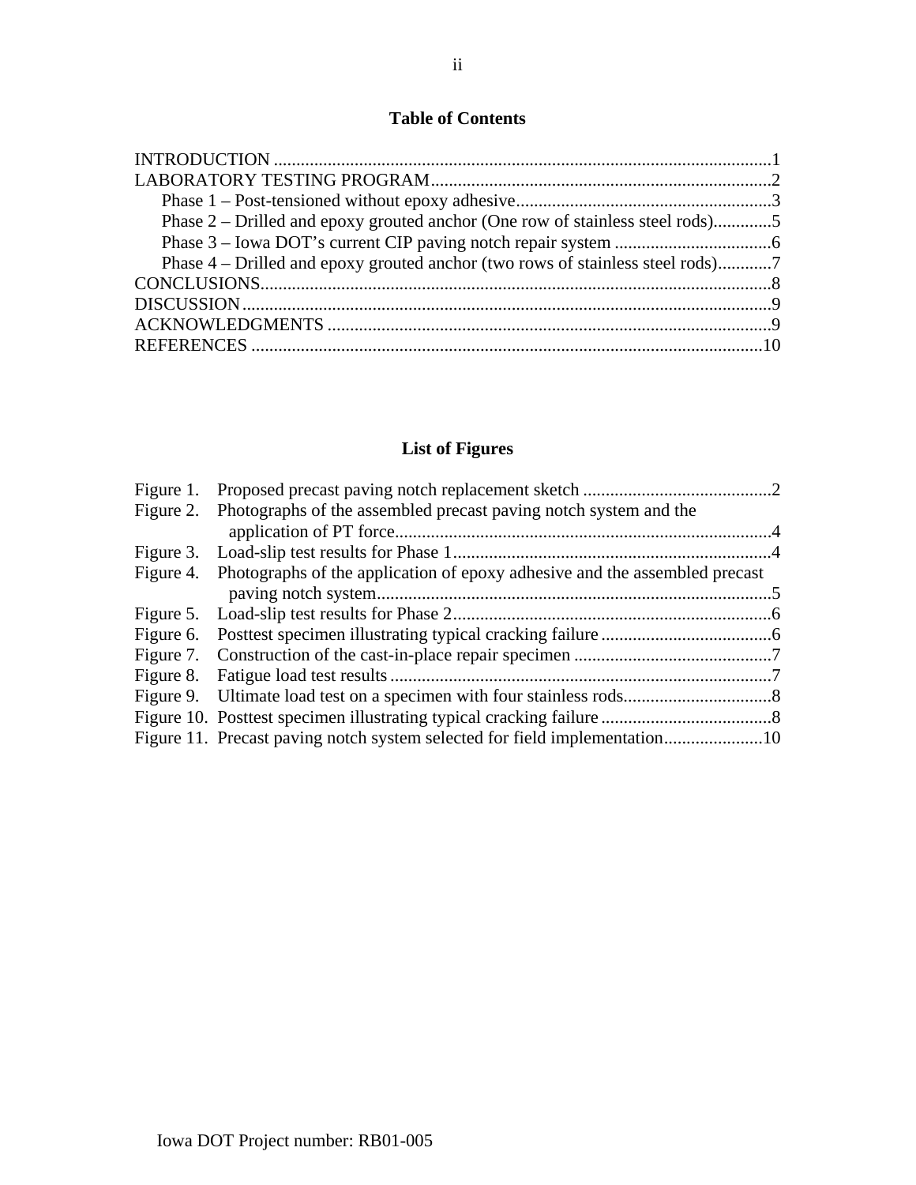## Table of Contents

INTRODUCTION ..............................................................................................................1
LABORATORY TESTING PROGRAM...........................................................................2
  Phase 1 – Post-tensioned without epoxy adhesive.......................................................3
  Phase 2 – Drilled and epoxy grouted anchor (One row of stainless steel rods).............5
  Phase 3 – Iowa DOT's current CIP paving notch repair system ..................................6
  Phase 4 – Drilled and epoxy grouted anchor (two rows of stainless steel rods)............7
CONCLUSIONS................................................................................................................8
DISCUSSION....................................................................................................................9
ACKNOWLEDGMENTS .................................................................................................9
REFERENCES ................................................................................................................10

## List of Figures

Figure 1. Proposed precast paving notch replacement sketch ..........................................2
Figure 2. Photographs of the assembled precast paving notch system and the application of PT force...................................................................................4
Figure 3. Load-slip test results for Phase 1......................................................................4
Figure 4. Photographs of the application of epoxy adhesive and the assembled precast paving notch system........................................................................................5
Figure 5. Load-slip test results for Phase 2......................................................................6
Figure 6. Posttest specimen illustrating typical cracking failure......................................6
Figure 7. Construction of the cast-in-place repair specimen ............................................7
Figure 8. Fatigue load test results ....................................................................................7
Figure 9. Ultimate load test on a specimen with four stainless rods.................................8
Figure 10. Posttest specimen illustrating typical cracking failure......................................8
Figure 11. Precast paving notch system selected for field implementation......................10

Iowa DOT Project number: RB01-005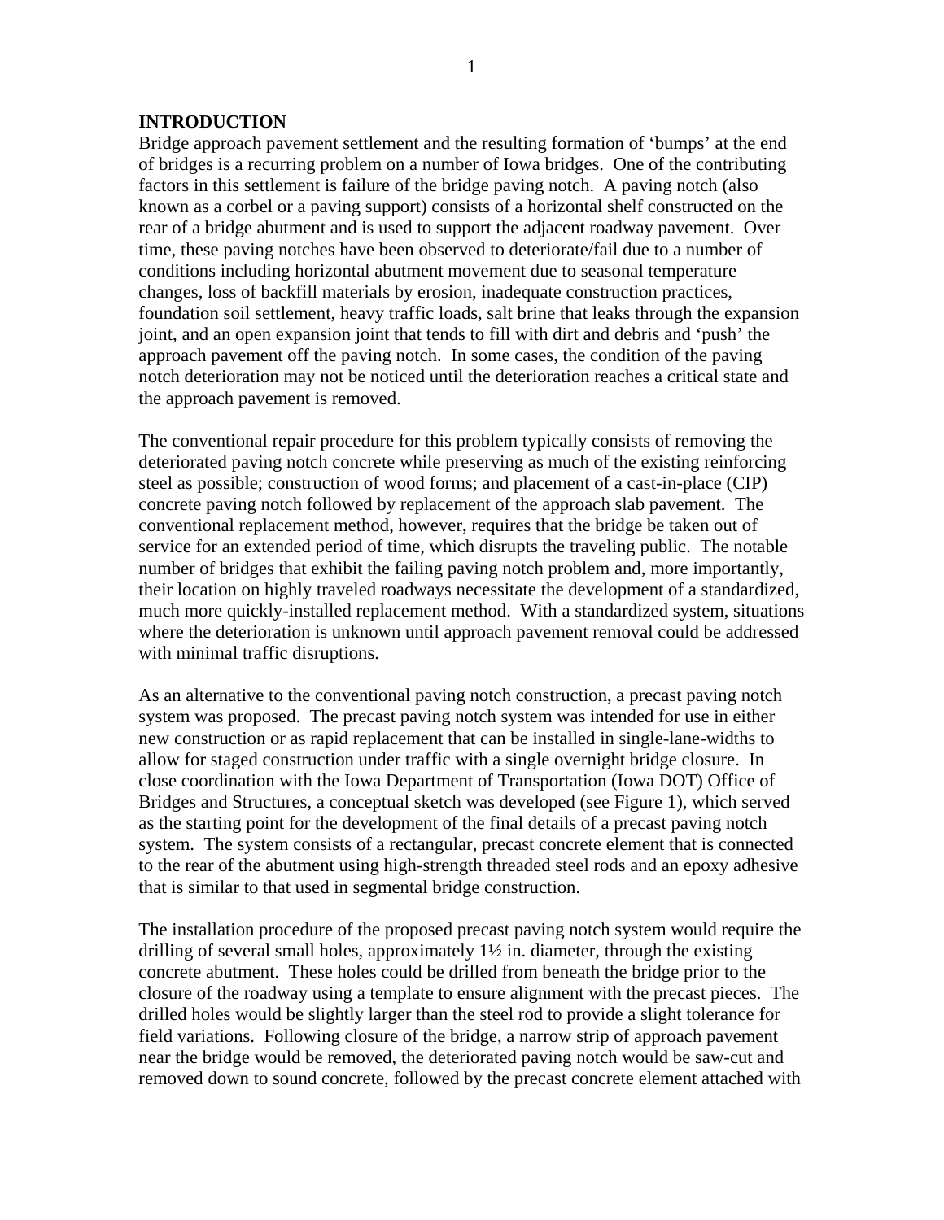## INTRODUCTION

Bridge approach pavement settlement and the resulting formation of 'bumps' at the end of bridges is a recurring problem on a number of Iowa bridges. One of the contributing factors in this settlement is failure of the bridge paving notch. A paving notch (also known as a corbel or a paving support) consists of a horizontal shelf constructed on the rear of a bridge abutment and is used to support the adjacent roadway pavement. Over time, these paving notches have been observed to deteriorate/fail due to a number of conditions including horizontal abutment movement due to seasonal temperature changes, loss of backfill materials by erosion, inadequate construction practices, foundation soil settlement, heavy traffic loads, salt brine that leaks through the expansion joint, and an open expansion joint that tends to fill with dirt and debris and 'push' the approach pavement off the paving notch. In some cases, the condition of the paving notch deterioration may not be noticed until the deterioration reaches a critical state and the approach pavement is removed.

The conventional repair procedure for this problem typically consists of removing the deteriorated paving notch concrete while preserving as much of the existing reinforcing steel as possible; construction of wood forms; and placement of a cast-in-place (CIP) concrete paving notch followed by replacement of the approach slab pavement. The conventional replacement method, however, requires that the bridge be taken out of service for an extended period of time, which disrupts the traveling public. The notable number of bridges that exhibit the failing paving notch problem and, more importantly, their location on highly traveled roadways necessitate the development of a standardized, much more quickly-installed replacement method. With a standardized system, situations where the deterioration is unknown until approach pavement removal could be addressed with minimal traffic disruptions.

As an alternative to the conventional paving notch construction, a precast paving notch system was proposed. The precast paving notch system was intended for use in either new construction or as rapid replacement that can be installed in single-lane-widths to allow for staged construction under traffic with a single overnight bridge closure. In close coordination with the Iowa Department of Transportation (Iowa DOT) Office of Bridges and Structures, a conceptual sketch was developed (see Figure 1), which served as the starting point for the development of the final details of a precast paving notch system. The system consists of a rectangular, precast concrete element that is connected to the rear of the abutment using high-strength threaded steel rods and an epoxy adhesive that is similar to that used in segmental bridge construction.

The installation procedure of the proposed precast paving notch system would require the drilling of several small holes, approximately 1½ in. diameter, through the existing concrete abutment. These holes could be drilled from beneath the bridge prior to the closure of the roadway using a template to ensure alignment with the precast pieces. The drilled holes would be slightly larger than the steel rod to provide a slight tolerance for field variations. Following closure of the bridge, a narrow strip of approach pavement near the bridge would be removed, the deteriorated paving notch would be saw-cut and removed down to sound concrete, followed by the precast concrete element attached with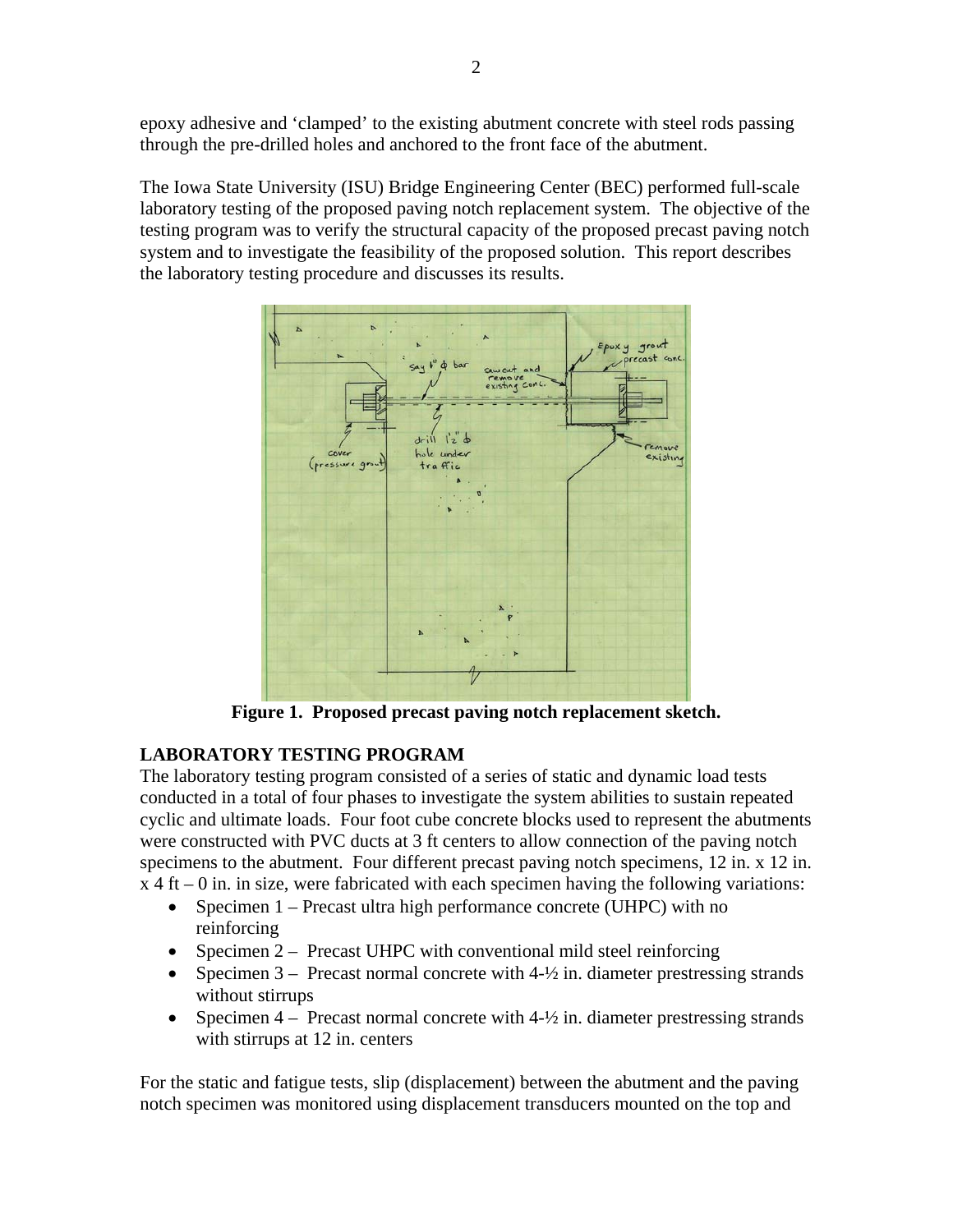epoxy adhesive and 'clamped' to the existing abutment concrete with steel rods passing through the pre-drilled holes and anchored to the front face of the abutment.

The Iowa State University (ISU) Bridge Engineering Center (BEC) performed full-scale laboratory testing of the proposed paving notch replacement system. The objective of the testing program was to verify the structural capacity of the proposed precast paving notch system and to investigate the feasibility of the proposed solution. This report describes the laboratory testing procedure and discusses its results.

**Figure 1. Proposed precast paving notch replacement sketch.**

## LABORATORY TESTING PROGRAM

The laboratory testing program consisted of a series of static and dynamic load tests conducted in a total of four phases to investigate the system abilities to sustain repeated cyclic and ultimate loads. Four foot cube concrete blocks used to represent the abutments were constructed with PVC ducts at 3 ft centers to allow connection of the paving notch specimens to the abutment. Four different precast paving notch specimens, 12 in. x 12 in. x 4 ft – 0 in. in size, were fabricated with each specimen having the following variations:

- Specimen 1 – Precast ultra high performance concrete (UHPC) with no reinforcing
- Specimen 2 – Precast UHPC with conventional mild steel reinforcing
- Specimen 3 – Precast normal concrete with 4-½ in. diameter prestressing strands without stirrups
- Specimen 4 – Precast normal concrete with 4-½ in. diameter prestressing strands with stirrups at 12 in. centers

For the static and fatigue tests, slip (displacement) between the abutment and the paving notch specimen was monitored using displacement transducers mounted on the top and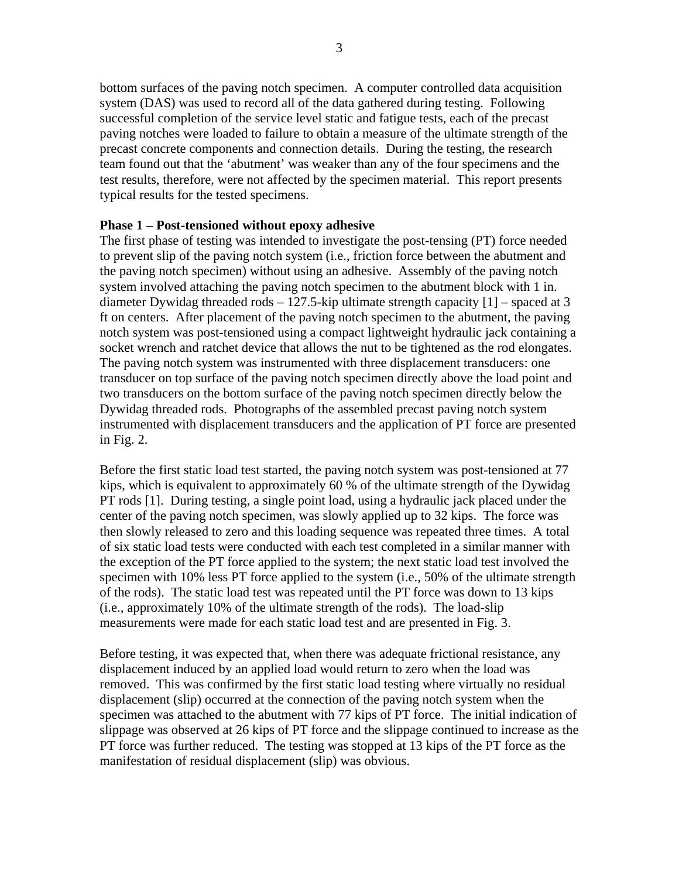bottom surfaces of the paving notch specimen. A computer controlled data acquisition system (DAS) was used to record all of the data gathered during testing. Following successful completion of the service level static and fatigue tests, each of the precast paving notches were loaded to failure to obtain a measure of the ultimate strength of the precast concrete components and connection details. During the testing, the research team found out that the 'abutment' was weaker than any of the four specimens and the test results, therefore, were not affected by the specimen material. This report presents typical results for the tested specimens.

**Phase 1 – Post-tensioned without epoxy adhesive**

The first phase of testing was intended to investigate the post-tensing (PT) force needed to prevent slip of the paving notch system (i.e., friction force between the abutment and the paving notch specimen) without using an adhesive. Assembly of the paving notch system involved attaching the paving notch specimen to the abutment block with 1 in. diameter Dywidag threaded rods – 127.5-kip ultimate strength capacity [1] – spaced at 3 ft on centers. After placement of the paving notch specimen to the abutment, the paving notch system was post-tensioned using a compact lightweight hydraulic jack containing a socket wrench and ratchet device that allows the nut to be tightened as the rod elongates. The paving notch system was instrumented with three displacement transducers: one transducer on top surface of the paving notch specimen directly above the load point and two transducers on the bottom surface of the paving notch specimen directly below the Dywidag threaded rods. Photographs of the assembled precast paving notch system instrumented with displacement transducers and the application of PT force are presented in Fig. 2.

Before the first static load test started, the paving notch system was post-tensioned at 77 kips, which is equivalent to approximately 60 % of the ultimate strength of the Dywidag PT rods [1]. During testing, a single point load, using a hydraulic jack placed under the center of the paving notch specimen, was slowly applied up to 32 kips. The force was then slowly released to zero and this loading sequence was repeated three times. A total of six static load tests were conducted with each test completed in a similar manner with the exception of the PT force applied to the system; the next static load test involved the specimen with 10% less PT force applied to the system (i.e., 50% of the ultimate strength of the rods). The static load test was repeated until the PT force was down to 13 kips (i.e., approximately 10% of the ultimate strength of the rods). The load-slip measurements were made for each static load test and are presented in Fig. 3.

Before testing, it was expected that, when there was adequate frictional resistance, any displacement induced by an applied load would return to zero when the load was removed. This was confirmed by the first static load testing where virtually no residual displacement (slip) occurred at the connection of the paving notch system when the specimen was attached to the abutment with 77 kips of PT force. The initial indication of slippage was observed at 26 kips of PT force and the slippage continued to increase as the PT force was further reduced. The testing was stopped at 13 kips of the PT force as the manifestation of residual displacement (slip) was obvious.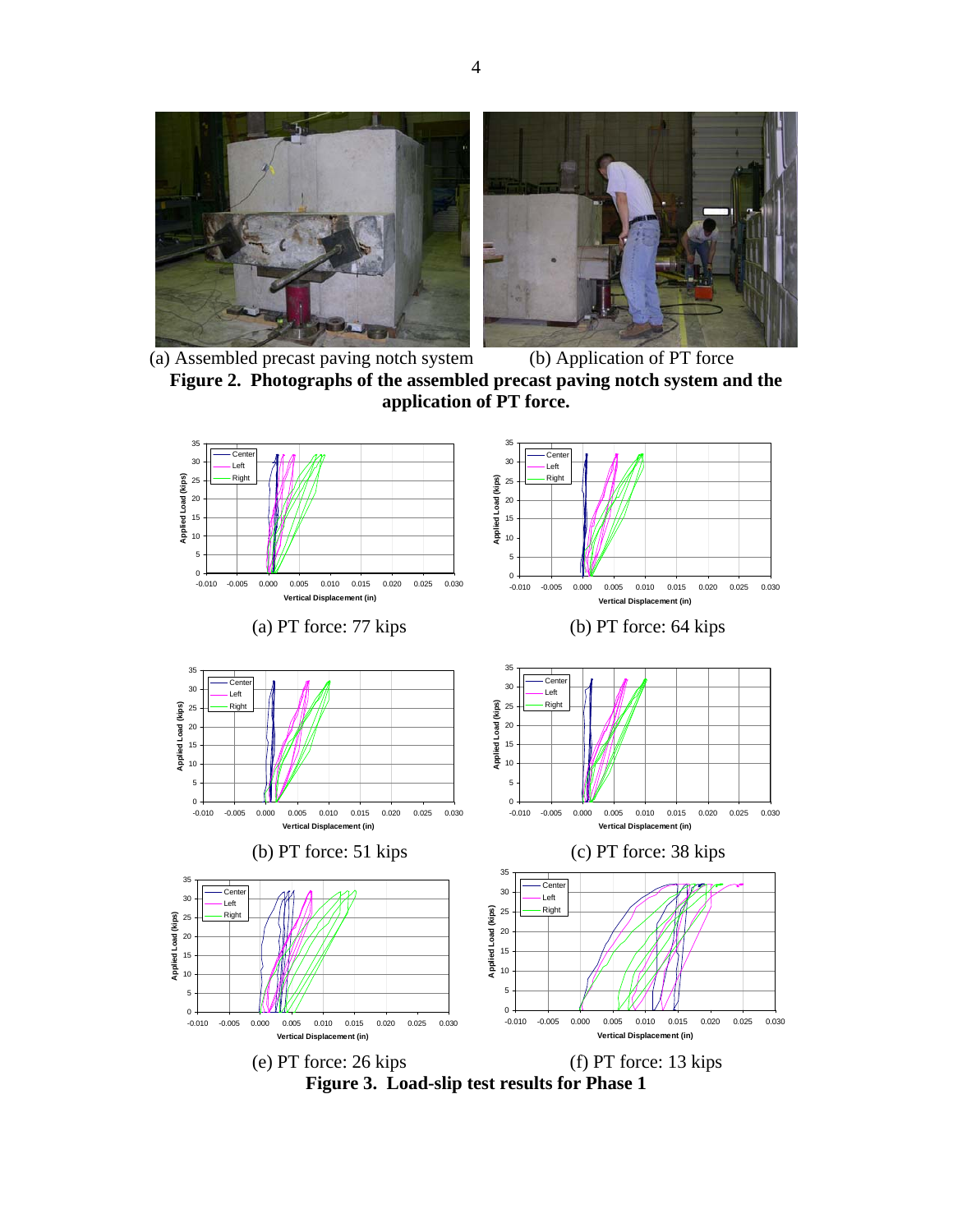(a) Assembled precast paving notch system (b) Application of PT force

**Figure 2. Photographs of the assembled precast paving notch system and the application of PT force.**

(a) PT force: 77 kips

(b) PT force: 64 kips

(b) PT force: 51 kips

(c) PT force: 38 kips

(e) PT force: 26 kips

(f) PT force: 13 kips

**Figure 3. Load-slip test results for Phase 1**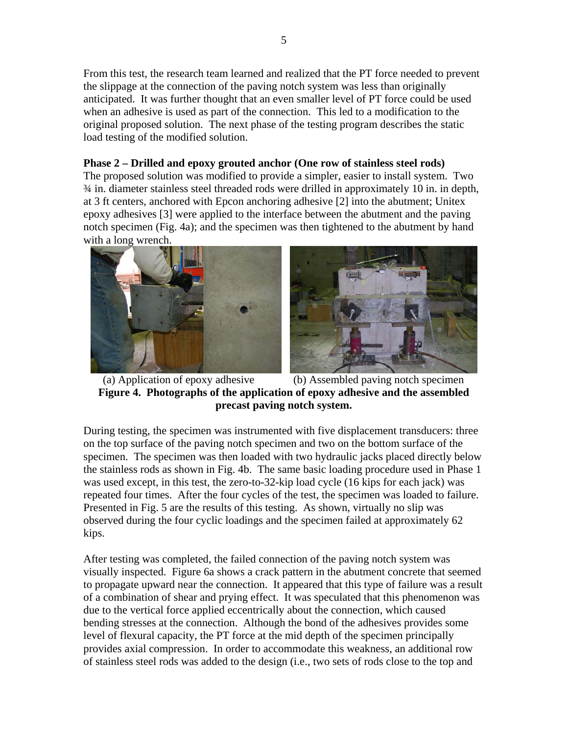From this test, the research team learned and realized that the PT force needed to prevent the slippage at the connection of the paving notch system was less than originally anticipated. It was further thought that an even smaller level of PT force could be used when an adhesive is used as part of the connection. This led to a modification to the original proposed solution. The next phase of the testing program describes the static load testing of the modified solution.

**Phase 2 – Drilled and epoxy grouted anchor (One row of stainless steel rods)**

The proposed solution was modified to provide a simpler, easier to install system. Two ¾ in. diameter stainless steel threaded rods were drilled in approximately 10 in. in depth, at 3 ft centers, anchored with Epcon anchoring adhesive [2] into the abutment; Unitex epoxy adhesives [3] were applied to the interface between the abutment and the paving notch specimen (Fig. 4a); and the specimen was then tightened to the abutment by hand with a long wrench.

(a) Application of epoxy adhesive (b) Assembled paving notch specimen

**Figure 4. Photographs of the application of epoxy adhesive and the assembled precast paving notch system.**

During testing, the specimen was instrumented with five displacement transducers: three on the top surface of the paving notch specimen and two on the bottom surface of the specimen. The specimen was then loaded with two hydraulic jacks placed directly below the stainless rods as shown in Fig. 4b. The same basic loading procedure used in Phase 1 was used except, in this test, the zero-to-32-kip load cycle (16 kips for each jack) was repeated four times. After the four cycles of the test, the specimen was loaded to failure. Presented in Fig. 5 are the results of this testing. As shown, virtually no slip was observed during the four cyclic loadings and the specimen failed at approximately 62 kips.

After testing was completed, the failed connection of the paving notch system was visually inspected. Figure 6a shows a crack pattern in the abutment concrete that seemed to propagate upward near the connection. It appeared that this type of failure was a result of a combination of shear and prying effect. It was speculated that this phenomenon was due to the vertical force applied eccentrically about the connection, which caused bending stresses at the connection. Although the bond of the adhesives provides some level of flexural capacity, the PT force at the mid depth of the specimen principally provides axial compression. In order to accommodate this weakness, an additional row of stainless steel rods was added to the design (i.e., two sets of rods close to the top and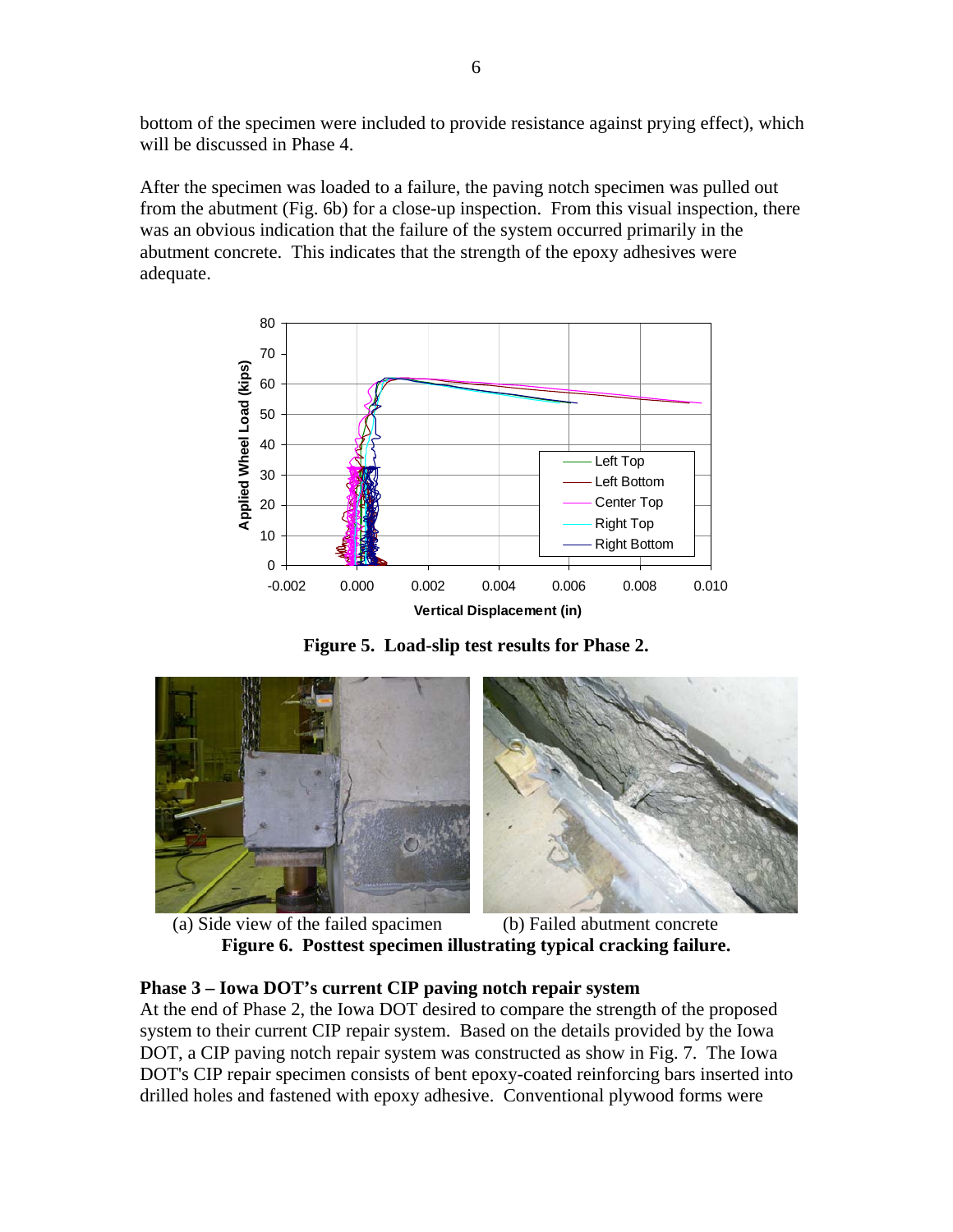bottom of the specimen were included to provide resistance against prying effect), which will be discussed in Phase 4.

After the specimen was loaded to a failure, the paving notch specimen was pulled out from the abutment (Fig. 6b) for a close-up inspection. From this visual inspection, there was an obvious indication that the failure of the system occurred primarily in the abutment concrete. This indicates that the strength of the epoxy adhesives were adequate.

**Figure 5. Load-slip test results for Phase 2.**

(a) Side view of the failed spacimen (b) Failed abutment concrete

**Figure 6. Posttest specimen illustrating typical cracking failure.**

**Phase 3 – Iowa DOT's current CIP paving notch repair system**

At the end of Phase 2, the Iowa DOT desired to compare the strength of the proposed system to their current CIP repair system. Based on the details provided by the Iowa DOT, a CIP paving notch repair system was constructed as show in Fig. 7. The Iowa DOT's CIP repair specimen consists of bent epoxy-coated reinforcing bars inserted into drilled holes and fastened with epoxy adhesive. Conventional plywood forms were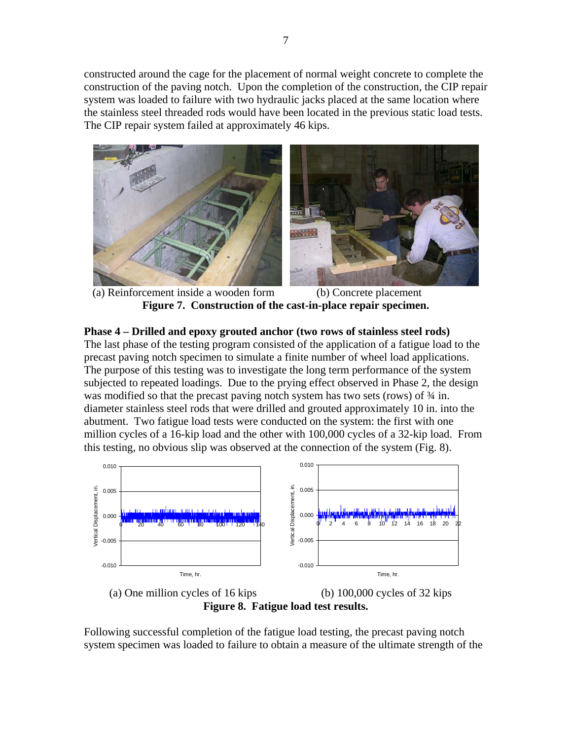constructed around the cage for the placement of normal weight concrete to complete the construction of the paving notch. Upon the completion of the construction, the CIP repair system was loaded to failure with two hydraulic jacks placed at the same location where the stainless steel threaded rods would have been located in the previous static load tests. The CIP repair system failed at approximately 46 kips.

(a) Reinforcement inside a wooden form (b) Concrete placement

**Figure 7. Construction of the cast-in-place repair specimen.**

**Phase 4 – Drilled and epoxy grouted anchor (two rows of stainless steel rods)**

The last phase of the testing program consisted of the application of a fatigue load to the precast paving notch specimen to simulate a finite number of wheel load applications. The purpose of this testing was to investigate the long term performance of the system subjected to repeated loadings. Due to the prying effect observed in Phase 2, the design was modified so that the precast paving notch system has two sets (rows) of ¾ in. diameter stainless steel rods that were drilled and grouted approximately 10 in. into the abutment. Two fatigue load tests were conducted on the system: the first with one million cycles of a 16-kip load and the other with 100,000 cycles of a 32-kip load. From this testing, no obvious slip was observed at the connection of the system (Fig. 8).

(a) One million cycles of 16 kips (b) 100,000 cycles of 32 kips

**Figure 8. Fatigue load test results.**

Following successful completion of the fatigue load testing, the precast paving notch system specimen was loaded to failure to obtain a measure of the ultimate strength of the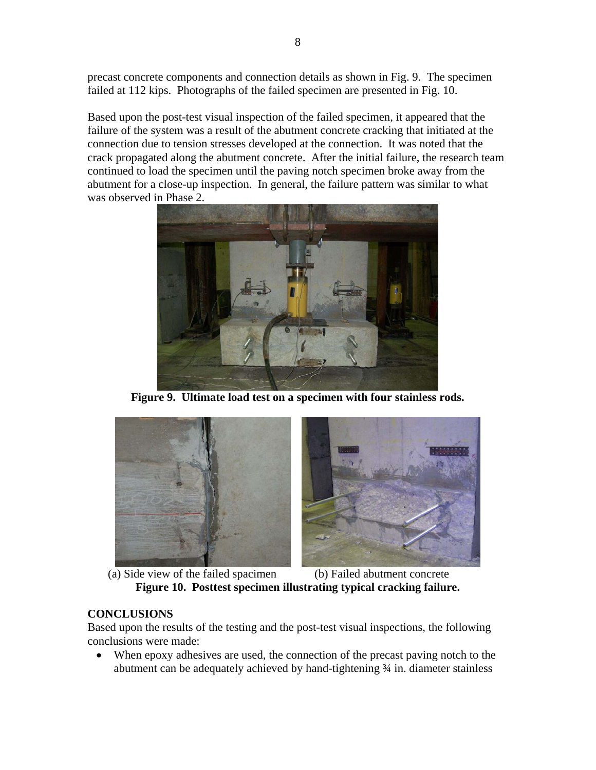precast concrete components and connection details as shown in Fig. 9. The specimen failed at 112 kips. Photographs of the failed specimen are presented in Fig. 10.

Based upon the post-test visual inspection of the failed specimen, it appeared that the failure of the system was a result of the abutment concrete cracking that initiated at the connection due to tension stresses developed at the connection. It was noted that the crack propagated along the abutment concrete. After the initial failure, the research team continued to load the specimen until the paving notch specimen broke away from the abutment for a close-up inspection. In general, the failure pattern was similar to what was observed in Phase 2.

**Figure 9. Ultimate load test on a specimen with four stainless rods.**

(a) Side view of the failed spacimen (b) Failed abutment concrete

**Figure 10. Posttest specimen illustrating typical cracking failure.**

## CONCLUSIONS

Based upon the results of the testing and the post-test visual inspections, the following conclusions were made:

- When epoxy adhesives are used, the connection of the precast paving notch to the abutment can be adequately achieved by hand-tightening ¾ in. diameter stainless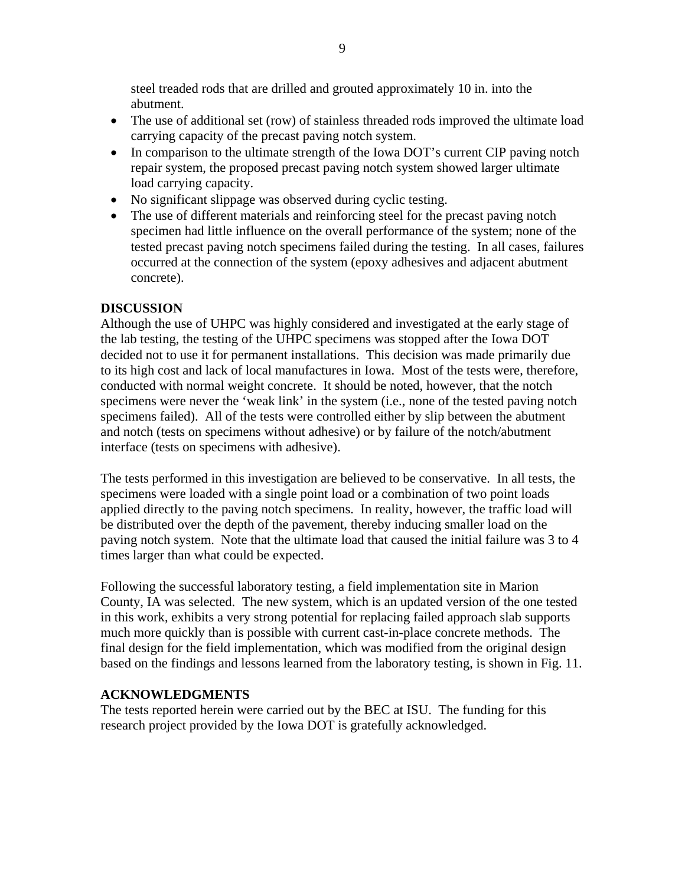steel treaded rods that are drilled and grouted approximately 10 in. into the abutment.

- The use of additional set (row) of stainless threaded rods improved the ultimate load carrying capacity of the precast paving notch system.
- In comparison to the ultimate strength of the Iowa DOT's current CIP paving notch repair system, the proposed precast paving notch system showed larger ultimate load carrying capacity.
- No significant slippage was observed during cyclic testing.
- The use of different materials and reinforcing steel for the precast paving notch specimen had little influence on the overall performance of the system; none of the tested precast paving notch specimens failed during the testing. In all cases, failures occurred at the connection of the system (epoxy adhesives and adjacent abutment concrete).

## DISCUSSION

Although the use of UHPC was highly considered and investigated at the early stage of the lab testing, the testing of the UHPC specimens was stopped after the Iowa DOT decided not to use it for permanent installations. This decision was made primarily due to its high cost and lack of local manufactures in Iowa. Most of the tests were, therefore, conducted with normal weight concrete. It should be noted, however, that the notch specimens were never the 'weak link' in the system (i.e., none of the tested paving notch specimens failed). All of the tests were controlled either by slip between the abutment and notch (tests on specimens without adhesive) or by failure of the notch/abutment interface (tests on specimens with adhesive).

The tests performed in this investigation are believed to be conservative. In all tests, the specimens were loaded with a single point load or a combination of two point loads applied directly to the paving notch specimens. In reality, however, the traffic load will be distributed over the depth of the pavement, thereby inducing smaller load on the paving notch system. Note that the ultimate load that caused the initial failure was 3 to 4 times larger than what could be expected.

Following the successful laboratory testing, a field implementation site in Marion County, IA was selected. The new system, which is an updated version of the one tested in this work, exhibits a very strong potential for replacing failed approach slab supports much more quickly than is possible with current cast-in-place concrete methods. The final design for the field implementation, which was modified from the original design based on the findings and lessons learned from the laboratory testing, is shown in Fig. 11.

## ACKNOWLEDGMENTS

The tests reported herein were carried out by the BEC at ISU. The funding for this research project provided by the Iowa DOT is gratefully acknowledged.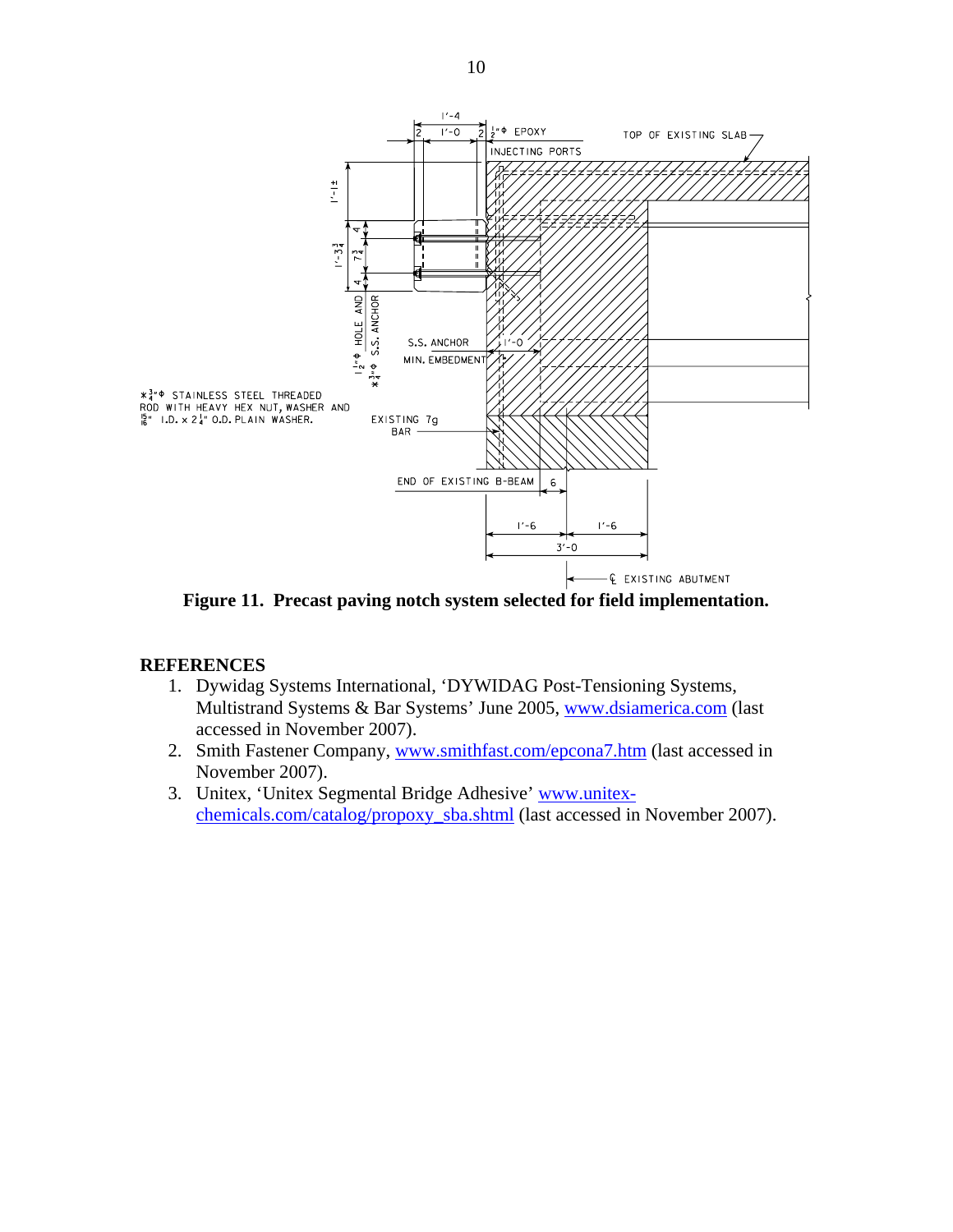1'-4

2 1'-0 2

½"Φ EPOXY INJECTING PORTS

TOP OF EXISTING SLAB

1'-1±

1'-3¾

4

7¾

4

1½"Φ HOLE AND ¾"Φ S.S. ANCHOR

S.S. ANCHOR MIN. EMBEDMENT

1'-0

* ¾"Φ STAINLESS STEEL THREADED ROD WITH HEAVY HEX NUT, WASHER AND 15/16" I.D. x 2¼" O.D. PLAIN WASHER.

EXISTING 7g BAR

END OF EXISTING B-BEAM

6

1'-6

1'-6

3'-0

℄ EXISTING ABUTMENT

**Figure 11. Precast paving notch system selected for field implementation.**

## REFERENCES

1. Dywidag Systems International, 'DYWIDAG Post-Tensioning Systems, Multistrand Systems & Bar Systems' June 2005, www.dsiamerica.com (last accessed in November 2007).
2. Smith Fastener Company, www.smithfast.com/epcona7.htm (last accessed in November 2007).
3. Unitex, 'Unitex Segmental Bridge Adhesive' www.unitex-chemicals.com/catalog/propoxy_sba.shtml (last accessed in November 2007).